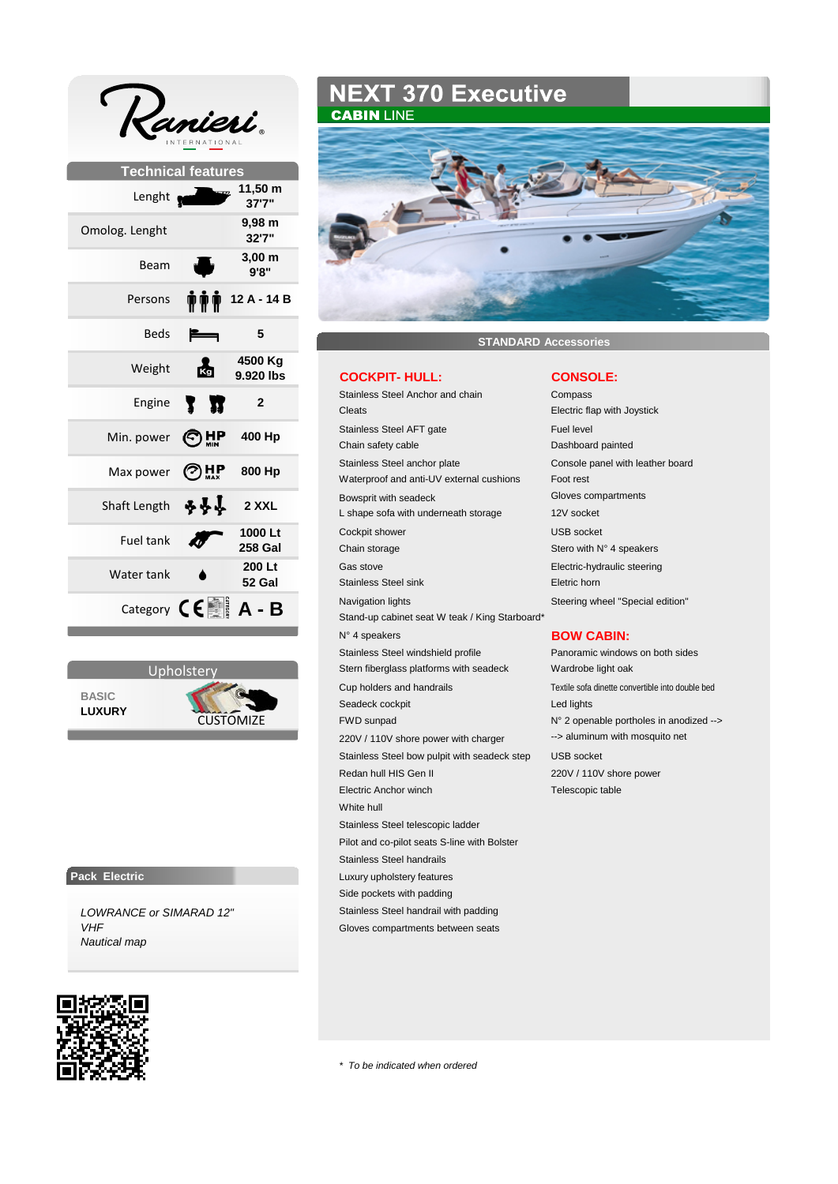# NEXT 370 Executive

**CABIN** LINE

Ranieri INTERNATIONAL

## Technical features

| Feature | Value |
|---|---|
| Lenght | 11,50 m 37'7" |
| Omolog. Lenght | 9,98 m 32'7" |
| Beam | 3,00 m 9'8" |
| Persons | 12 A - 14 B |
| Beds | 5 |
| Weight | 4500 Kg 9.920 lbs |
| Engine | 2 |
| Min. power | 400 Hp |
| Max power | 800 Hp |
| Shaft Length | 2 XXL |
| Fuel tank | 1000 Lt 258 Gal |
| Water tank | 200 Lt 52 Gal |
| Category | A - B |

## Upholstery

BASIC

**LUXURY**

CUSTOMIZE

## Pack Electric

*LOWRANCE or SIMARAD 12"*
*VHF*
*Nautical map*

## STANDARD Accessories

### COCKPIT- HULL:

- Stainless Steel Anchor and chain
- Cleats
- Stainless Steel AFT gate
- Chain safety cable
- Stainless Steel anchor plate
- Waterproof and anti-UV external cushions
- Bowsprit with seadeck
- L shape sofa with underneath storage
- Cockpit shower
- Chain storage
- Gas stove
- Stainless Steel sink
- Navigation lights
- Stand-up cabinet seat W teak / King Starboard*
- N° 4 speakers
- Stainless Steel windshield profile
- Stern fiberglass platforms with seadeck
- Cup holders and handrails
- Seadeck cockpit
- FWD sunpad
- 220V / 110V shore power with charger
- Stainless Steel bow pulpit with seadeck step
- Redan hull HIS Gen II
- Electric Anchor winch
- White hull
- Stainless Steel telescopic ladder
- Pilot and co-pilot seats S-line with Bolster
- Stainless Steel handrails
- Luxury upholstery features
- Side pockets with padding
- Stainless Steel handrail with padding
- Gloves compartments between seats

### CONSOLE:

- Compass
- Electric flap with Joystick
- Fuel level
- Dashboard painted
- Console panel with leather board
- Foot rest
- Gloves compartments
- 12V socket
- USB socket
- Stero with N° 4 speakers
- Electric-hydraulic steering
- Eletric horn
- Steering wheel "Special edition"

### BOW CABIN:

- Panoramic windows on both sides
- Wardrobe light oak
- Textile sofa dinette convertible into double bed
- Led lights
- N° 2 openable portholes in anodized -->
- --> aluminum with mosquito net
- USB socket
- 220V / 110V shore power
- Telescopic table

* *To be indicated when ordered*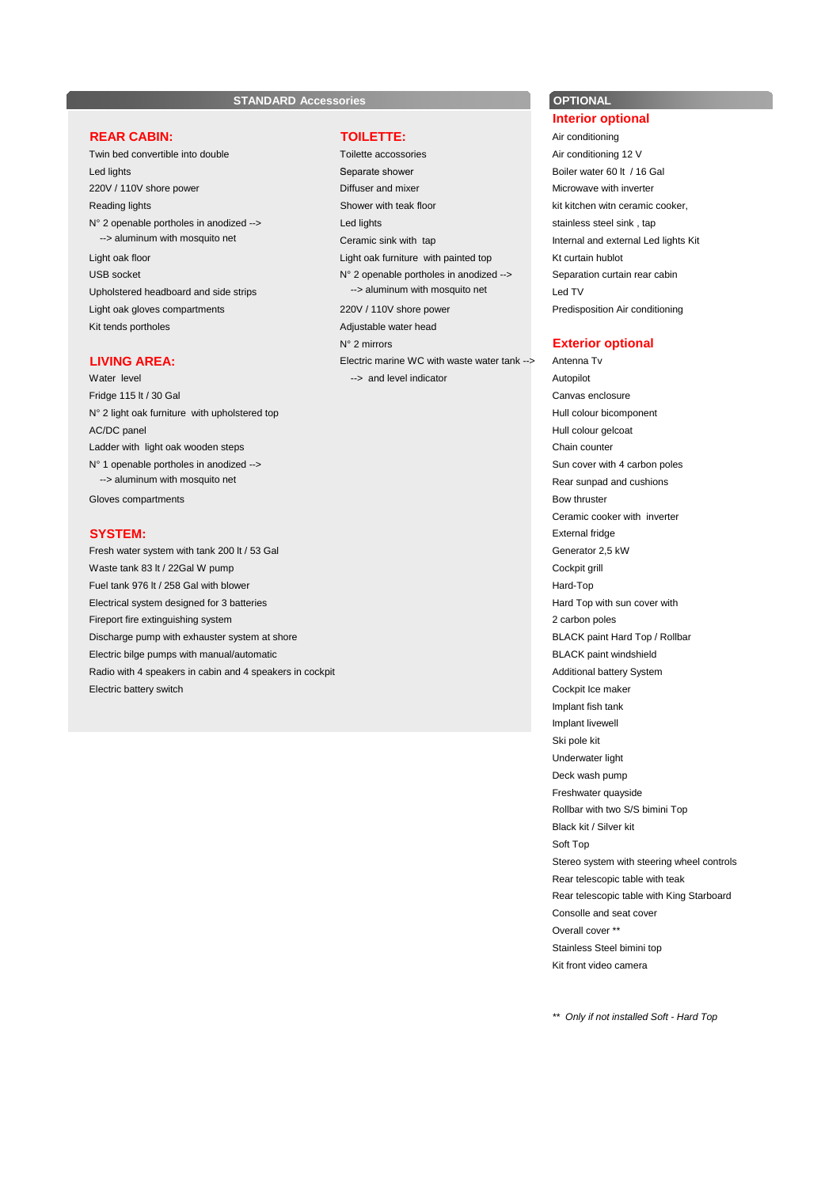## STANDARD Accessories

### REAR CABIN:

Twin bed convertible into double
Led lights
220V / 110V shore power
Reading lights
N° 2 openable portholes in anodized -->
--> aluminum with mosquito net
Light oak floor
USB socket
Upholstered headboard and side strips
Light oak gloves compartments
Kit tends portholes

### LIVING AREA:

Water level
Fridge 115 lt / 30 Gal
N° 2 light oak furniture with upholstered top
AC/DC panel
Ladder with light oak wooden steps
N° 1 openable portholes in anodized -->
--> aluminum with mosquito net
Gloves compartments

### SYSTEM:

Fresh water system with tank 200 lt / 53 Gal
Waste tank 83 lt / 22Gal W pump
Fuel tank 976 lt / 258 Gal with blower
Electrical system designed for 3 batteries
Fireport fire extinguishing system
Discharge pump with exhauster system at shore
Electric bilge pumps with manual/automatic
Radio with 4 speakers in cabin and 4 speakers in cockpit
Electric battery switch

### TOILETTE:

Toilette accessories
Separate shower
Diffuser and mixer
Shower with teak floor
Led lights
Ceramic sink with tap
Light oak furniture with painted top
N° 2 openable portholes in anodized -->
--> aluminum with mosquito net
220V / 110V shore power
Adjustable water head
N° 2 mirrors
Electric marine WC with waste water tank -->
--> and level indicator

## OPTIONAL

### Interior optional

Air conditioning
Air conditioning 12 V
Boiler water 60 lt / 16 Gal
Microwave with inverter
kit kitchen witn ceramic cooker,
stainless steel sink , tap
Internal and external Led lights Kit
Kt curtain hublot
Separation curtain rear cabin
Led TV
Predisposition Air conditioning

### Exterior optional

Antenna Tv
Autopilot
Canvas enclosure
Hull colour bicomponent
Hull colour gelcoat
Chain counter
Sun cover with 4 carbon poles
Rear sunpad and cushions
Bow thruster
Ceramic cooker with inverter
External fridge
Generator 2,5 kW
Cockpit grill
Hard-Top
Hard Top with sun cover with
2 carbon poles
BLACK paint Hard Top / Rollbar
BLACK paint windshield
Additional battery System
Cockpit Ice maker
Implant fish tank
Implant livewell
Ski pole kit
Underwater light
Deck wash pump
Freshwater quayside
Rollbar with two S/S bimini Top
Black kit / Silver kit
Soft Top
Stereo system with steering wheel controls
Rear telescopic table with teak
Rear telescopic table with King Starboard
Consolle and seat cover
Overall cover **
Stainless Steel bimini top
Kit front video camera

*\*\* Only if not installed Soft - Hard Top*